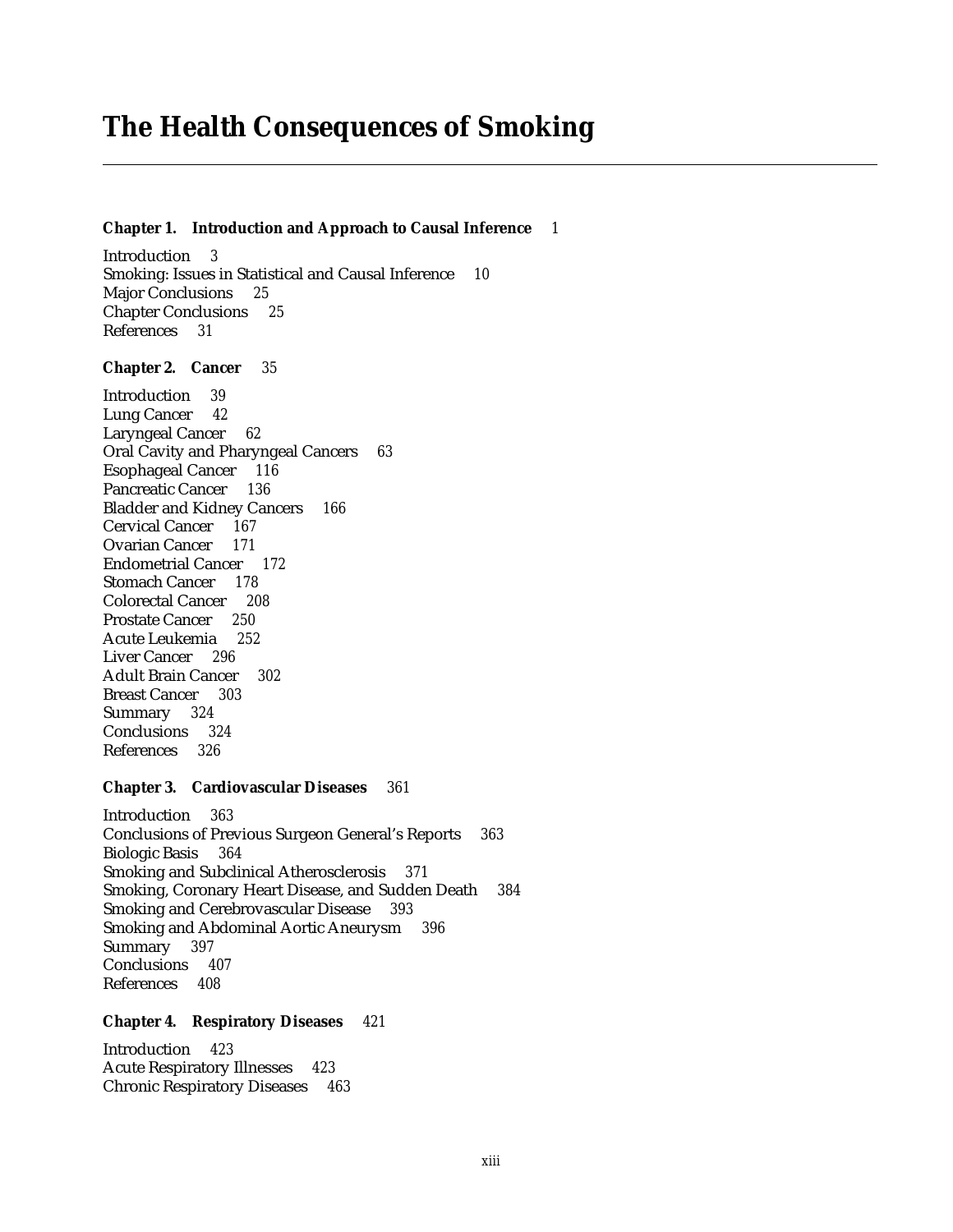# The Health Consequences of Smoking

**Chapter 1. Introduction and Approach to Causal Inference** 1

Introduction 3
Smoking: Issues in Statistical and Causal Inference 10
Major Conclusions 25
Chapter Conclusions 25
References 31

**Chapter 2. Cancer** 35

Introduction 39
Lung Cancer 42
Laryngeal Cancer 62
Oral Cavity and Pharyngeal Cancers 63
Esophageal Cancer 116
Pancreatic Cancer 136
Bladder and Kidney Cancers 166
Cervical Cancer 167
Ovarian Cancer 171
Endometrial Cancer 172
Stomach Cancer 178
Colorectal Cancer 208
Prostate Cancer 250
Acute Leukemia 252
Liver Cancer 296
Adult Brain Cancer 302
Breast Cancer 303
Summary 324
Conclusions 324
References 326

**Chapter 3. Cardiovascular Diseases** 361

Introduction 363
Conclusions of Previous Surgeon General's Reports 363
Biologic Basis 364
Smoking and Subclinical Atherosclerosis 371
Smoking, Coronary Heart Disease, and Sudden Death 384
Smoking and Cerebrovascular Disease 393
Smoking and Abdominal Aortic Aneurysm 396
Summary 397
Conclusions 407
References 408

**Chapter 4. Respiratory Diseases** 421

Introduction 423
Acute Respiratory Illnesses 423
Chronic Respiratory Diseases 463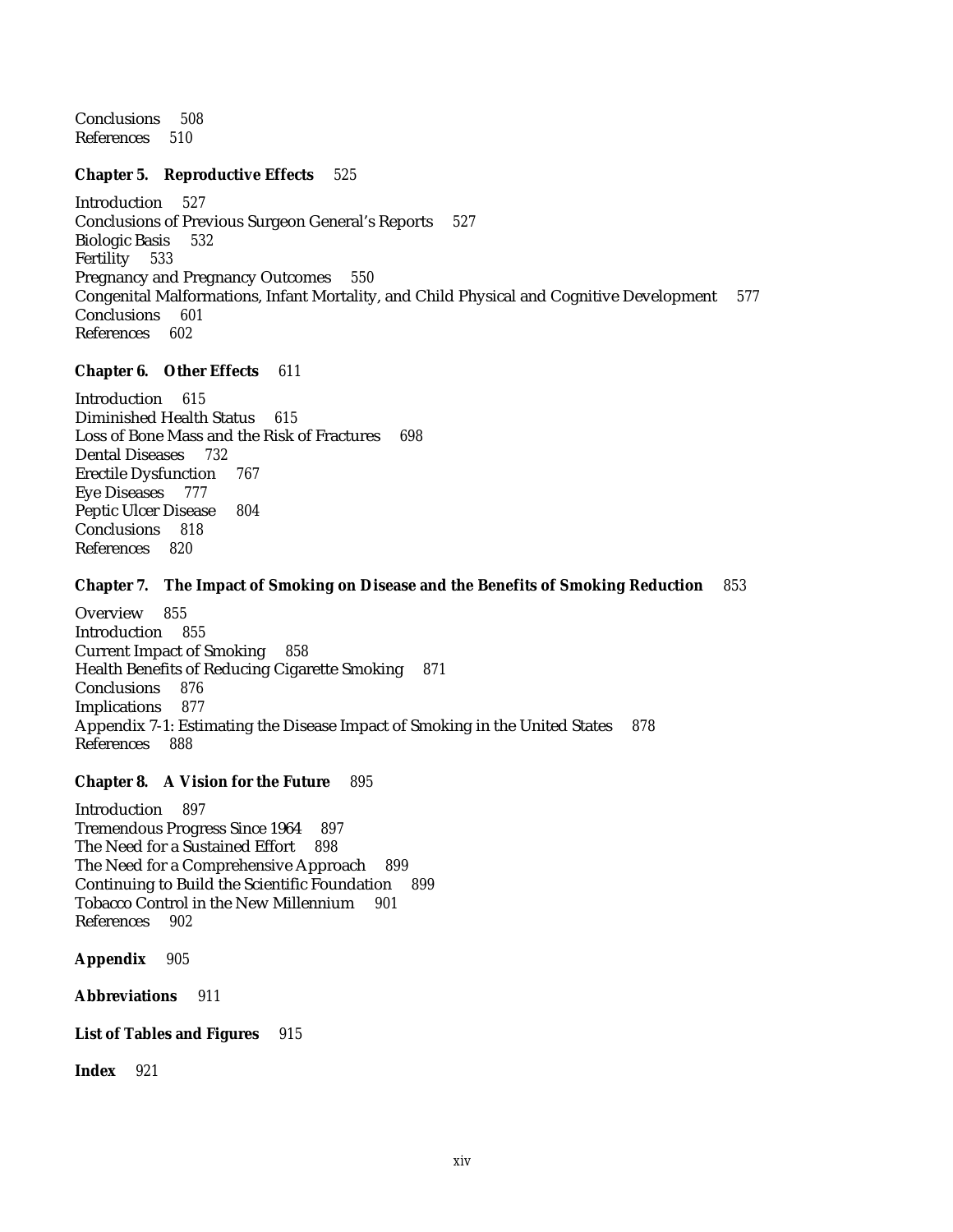Conclusions 508
References 510

**Chapter 5. Reproductive Effects** 525

Introduction 527
Conclusions of Previous Surgeon General's Reports 527
Biologic Basis 532
Fertility 533
Pregnancy and Pregnancy Outcomes 550
Congenital Malformations, Infant Mortality, and Child Physical and Cognitive Development 577
Conclusions 601
References 602

**Chapter 6. Other Effects** 611

Introduction 615
Diminished Health Status 615
Loss of Bone Mass and the Risk of Fractures 698
Dental Diseases 732
Erectile Dysfunction 767
Eye Diseases 777
Peptic Ulcer Disease 804
Conclusions 818
References 820

**Chapter 7. The Impact of Smoking on Disease and the Benefits of Smoking Reduction** 853

Overview 855
Introduction 855
Current Impact of Smoking 858
Health Benefits of Reducing Cigarette Smoking 871
Conclusions 876
Implications 877
Appendix 7-1: Estimating the Disease Impact of Smoking in the United States 878
References 888

**Chapter 8. A Vision for the Future** 895

Introduction 897
Tremendous Progress Since 1964 897
The Need for a Sustained Effort 898
The Need for a Comprehensive Approach 899
Continuing to Build the Scientific Foundation 899
Tobacco Control in the New Millennium 901
References 902

**Appendix** 905

**Abbreviations** 911

**List of Tables and Figures** 915

**Index** 921